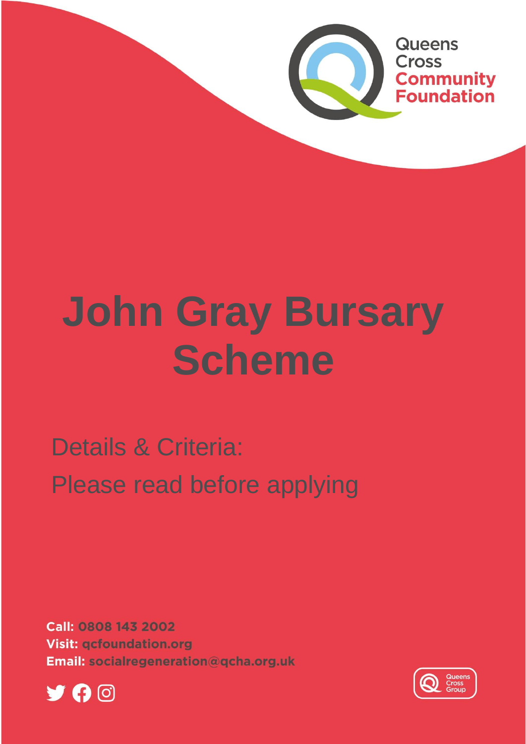Queens Cross Community Foundation

# John Gray Bursary Scheme

Details & Criteria:

Please read before applying

**Call:** 0808 143 2002
**Visit:** qcfoundation.org
**Email:** socialregeneration@qcha.org.uk

Queens Cross Group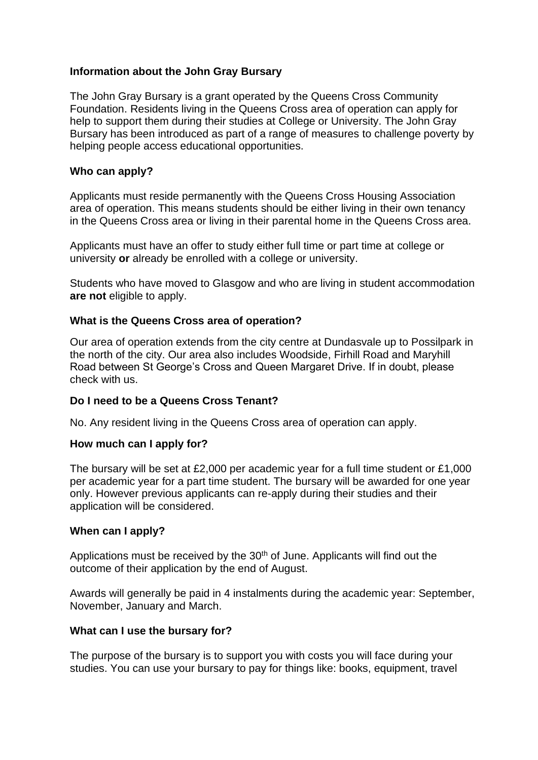**Information about the John Gray Bursary**

The John Gray Bursary is a grant operated by the Queens Cross Community Foundation. Residents living in the Queens Cross area of operation can apply for help to support them during their studies at College or University. The John Gray Bursary has been introduced as part of a range of measures to challenge poverty by helping people access educational opportunities.

**Who can apply?**

Applicants must reside permanently with the Queens Cross Housing Association area of operation. This means students should be either living in their own tenancy in the Queens Cross area or living in their parental home in the Queens Cross area.

Applicants must have an offer to study either full time or part time at college or university **or** already be enrolled with a college or university.

Students who have moved to Glasgow and who are living in student accommodation **are not** eligible to apply.

**What is the Queens Cross area of operation?**

Our area of operation extends from the city centre at Dundasvale up to Possilpark in the north of the city. Our area also includes Woodside, Firhill Road and Maryhill Road between St George's Cross and Queen Margaret Drive. If in doubt, please check with us.

**Do I need to be a Queens Cross Tenant?**

No. Any resident living in the Queens Cross area of operation can apply.

**How much can I apply for?**

The bursary will be set at £2,000 per academic year for a full time student or £1,000 per academic year for a part time student. The bursary will be awarded for one year only. However previous applicants can re-apply during their studies and their application will be considered.

**When can I apply?**

Applications must be received by the 30th of June. Applicants will find out the outcome of their application by the end of August.

Awards will generally be paid in 4 instalments during the academic year: September, November, January and March.

**What can I use the bursary for?**

The purpose of the bursary is to support you with costs you will face during your studies. You can use your bursary to pay for things like: books, equipment, travel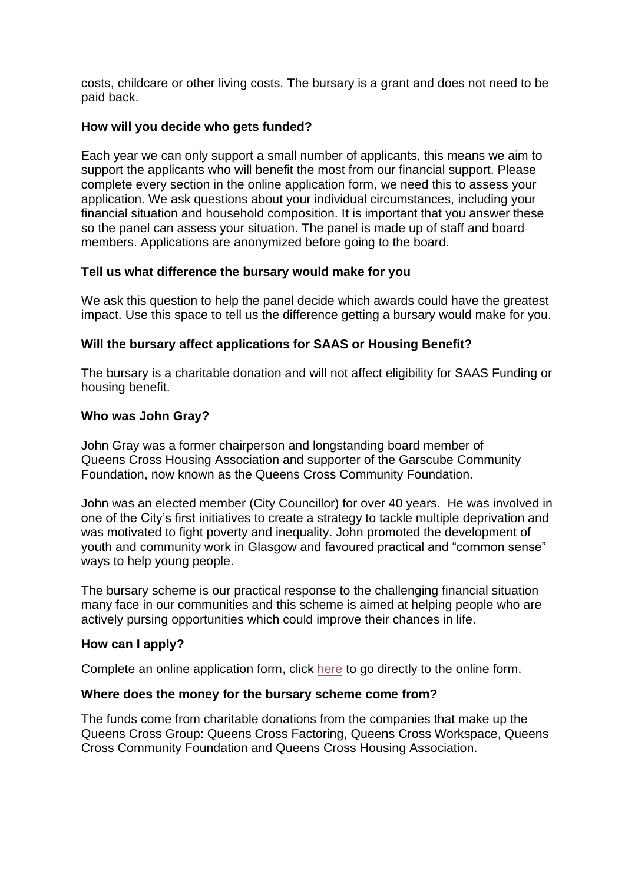costs, childcare or other living costs. The bursary is a grant and does not need to be paid back.

**How will you decide who gets funded?**

Each year we can only support a small number of applicants, this means we aim to support the applicants who will benefit the most from our financial support. Please complete every section in the online application form, we need this to assess your application. We ask questions about your individual circumstances, including your financial situation and household composition. It is important that you answer these so the panel can assess your situation. The panel is made up of staff and board members. Applications are anonymized before going to the board.

**Tell us what difference the bursary would make for you**

We ask this question to help the panel decide which awards could have the greatest impact. Use this space to tell us the difference getting a bursary would make for you.

**Will the bursary affect applications for SAAS or Housing Benefit?**

The bursary is a charitable donation and will not affect eligibility for SAAS Funding or housing benefit.

**Who was John Gray?**

John Gray was a former chairperson and longstanding board member of Queens Cross Housing Association and supporter of the Garscube Community Foundation, now known as the Queens Cross Community Foundation.

John was an elected member (City Councillor) for over 40 years. He was involved in one of the City's first initiatives to create a strategy to tackle multiple deprivation and was motivated to fight poverty and inequality. John promoted the development of youth and community work in Glasgow and favoured practical and "common sense" ways to help young people.

The bursary scheme is our practical response to the challenging financial situation many face in our communities and this scheme is aimed at helping people who are actively pursing opportunities which could improve their chances in life.

**How can I apply?**

Complete an online application form, click here to go directly to the online form.

**Where does the money for the bursary scheme come from?**

The funds come from charitable donations from the companies that make up the Queens Cross Group: Queens Cross Factoring, Queens Cross Workspace, Queens Cross Community Foundation and Queens Cross Housing Association.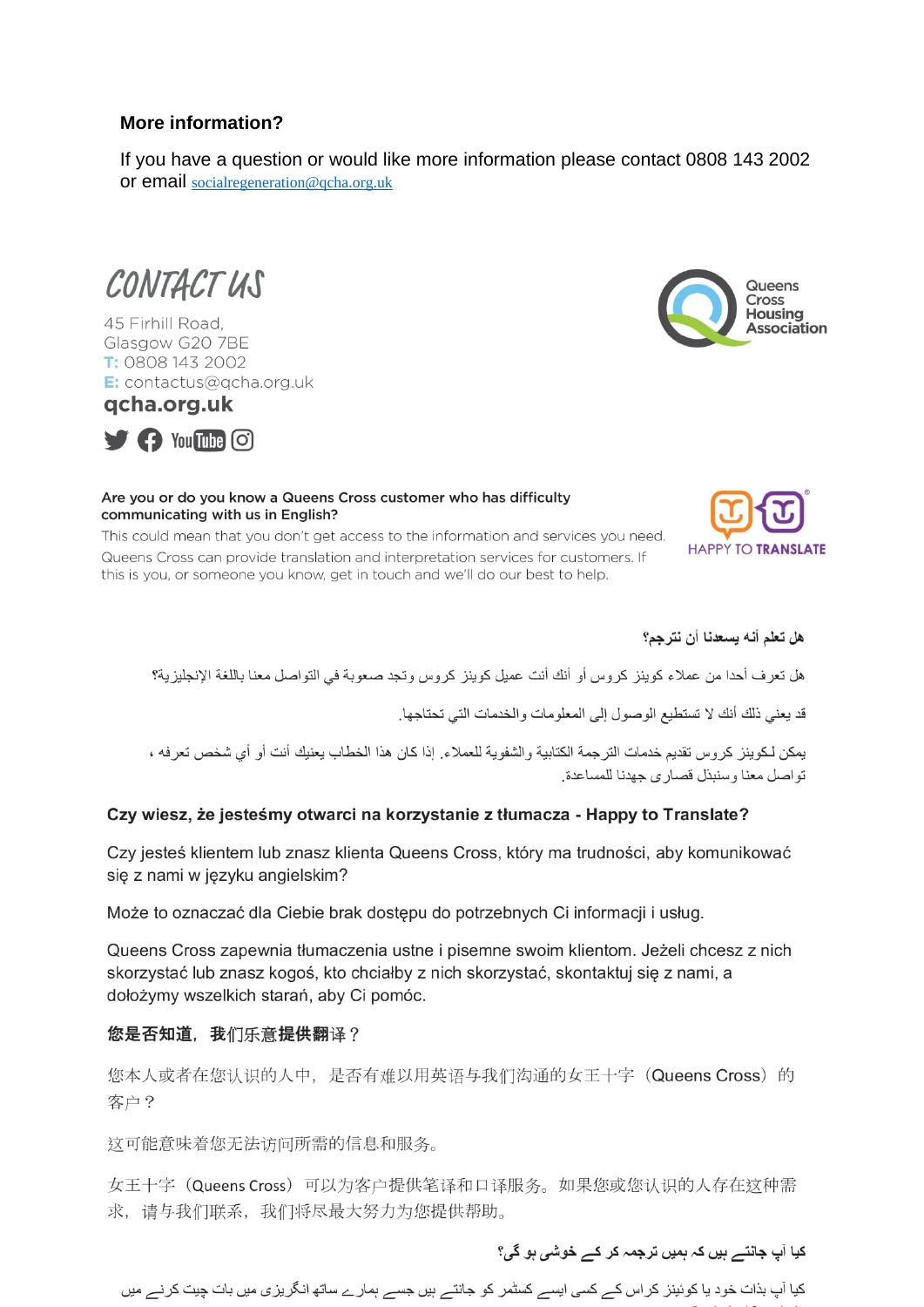**More information?**

If you have a question or would like more information please contact 0808 143 2002 or email socialregeneration@qcha.org.uk

CONTACT US

45 Firhill Road,
Glasgow G20 7BE
T: 0808 143 2002
E: contactus@qcha.org.uk
qcha.org.uk

Queens Cross Housing Association

**Are you or do you know a Queens Cross customer who has difficulty communicating with us in English?**

This could mean that you don't get access to the information and services you need. Queens Cross can provide translation and interpretation services for customers. If this is you, or someone you know, get in touch and we'll do our best to help.

HAPPY TO TRANSLATE

**هل تعلم أنه يسعدنا أن نترجم؟**

هل تعرف أحدا من عملاء كوينز كروس أو أنك أنت عميل كوينز كروس وتجد صعوبة في التواصل معنا باللغة الإنجليزية؟

قد يعني ذلك أنك لا تستطيع الوصول إلى المعلومات والخدمات التي تحتاجها.

يمكن لكوينز كروس تقديم خدمات الترجمة الكتابية والشفوية للعملاء. إذا كان هذا الخطاب يعنيك أنت أو أي شخص تعرفه ، تواصل معنا وسنبذل قصارى جهدنا للمساعدة.

**Czy wiesz, że jesteśmy otwarci na korzystanie z tłumacza - Happy to Translate?**

Czy jesteś klientem lub znasz klienta Queens Cross, który ma trudności, aby komunikować się z nami w języku angielskim?

Może to oznaczać dla Ciebie brak dostępu do potrzebnych Ci informacji i usług.

Queens Cross zapewnia tłumaczenia ustne i pisemne swoim klientom. Jeżeli chcesz z nich skorzystać lub znasz kogoś, kto chciałby z nich skorzystać, skontaktuj się z nami, a dołożymy wszelkich starań, aby Ci pomóc.

**您是否知道，我们乐意提供翻译？**

您本人或者在您认识的人中，是否有难以用英语与我们沟通的女王十字（Queens Cross）的客户？

这可能意味着您无法访问所需的信息和服务。

女王十字（Queens Cross）可以为客户提供笔译和口译服务。如果您或您认识的人存在这种需求，请与我们联系，我们将尽最大努力为您提供帮助。

**کیا آپ جانتے ہیں کہ ہمیں ترجمہ کر کے خوشی ہو گی؟**

کیا آپ بذات خود یا کوئینز کراس کے کسی ایسے کسٹمر کو جانتے ہیں جسے ہمارے ساتھ انگریزی میں بات چیت کرنے میں